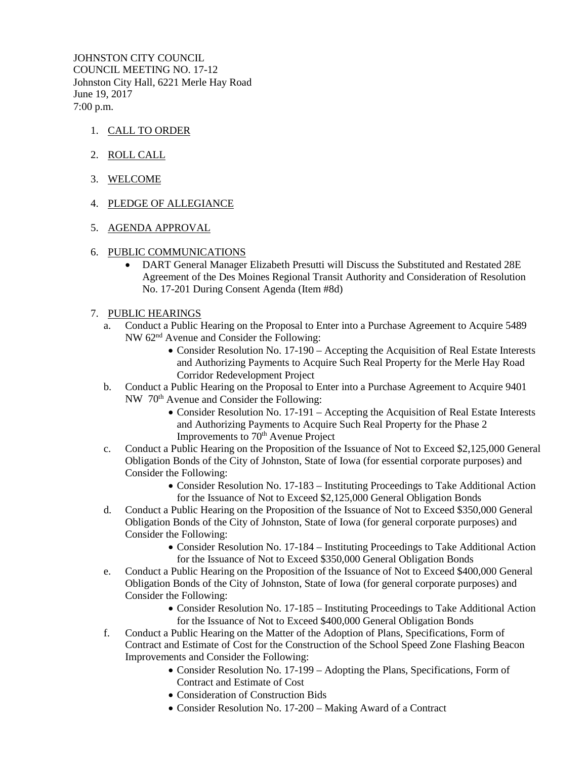JOHNSTON CITY COUNCIL
COUNCIL MEETING NO. 17-12
Johnston City Hall, 6221 Merle Hay Road
June 19, 2017
7:00 p.m.

1. CALL TO ORDER

2. ROLL CALL

3. WELCOME

4. PLEDGE OF ALLEGIANCE

5. AGENDA APPROVAL

6. PUBLIC COMMUNICATIONS
   - DART General Manager Elizabeth Presutti will Discuss the Substituted and Restated 28E Agreement of the Des Moines Regional Transit Authority and Consideration of Resolution No. 17-201 During Consent Agenda (Item #8d)

7. PUBLIC HEARINGS
   a. Conduct a Public Hearing on the Proposal to Enter into a Purchase Agreement to Acquire 5489 NW 62nd Avenue and Consider the Following:
      - Consider Resolution No. 17-190 – Accepting the Acquisition of Real Estate Interests and Authorizing Payments to Acquire Such Real Property for the Merle Hay Road Corridor Redevelopment Project
   b. Conduct a Public Hearing on the Proposal to Enter into a Purchase Agreement to Acquire 9401 NW 70th Avenue and Consider the Following:
      - Consider Resolution No. 17-191 – Accepting the Acquisition of Real Estate Interests and Authorizing Payments to Acquire Such Real Property for the Phase 2 Improvements to 70th Avenue Project
   c. Conduct a Public Hearing on the Proposition of the Issuance of Not to Exceed $2,125,000 General Obligation Bonds of the City of Johnston, State of Iowa (for essential corporate purposes) and Consider the Following:
      - Consider Resolution No. 17-183 – Instituting Proceedings to Take Additional Action for the Issuance of Not to Exceed $2,125,000 General Obligation Bonds
   d. Conduct a Public Hearing on the Proposition of the Issuance of Not to Exceed $350,000 General Obligation Bonds of the City of Johnston, State of Iowa (for general corporate purposes) and Consider the Following:
      - Consider Resolution No. 17-184 – Instituting Proceedings to Take Additional Action for the Issuance of Not to Exceed $350,000 General Obligation Bonds
   e. Conduct a Public Hearing on the Proposition of the Issuance of Not to Exceed $400,000 General Obligation Bonds of the City of Johnston, State of Iowa (for general corporate purposes) and Consider the Following:
      - Consider Resolution No. 17-185 – Instituting Proceedings to Take Additional Action for the Issuance of Not to Exceed $400,000 General Obligation Bonds
   f. Conduct a Public Hearing on the Matter of the Adoption of Plans, Specifications, Form of Contract and Estimate of Cost for the Construction of the School Speed Zone Flashing Beacon Improvements and Consider the Following:
      - Consider Resolution No. 17-199 – Adopting the Plans, Specifications, Form of Contract and Estimate of Cost
      - Consideration of Construction Bids
      - Consider Resolution No. 17-200 – Making Award of a Contract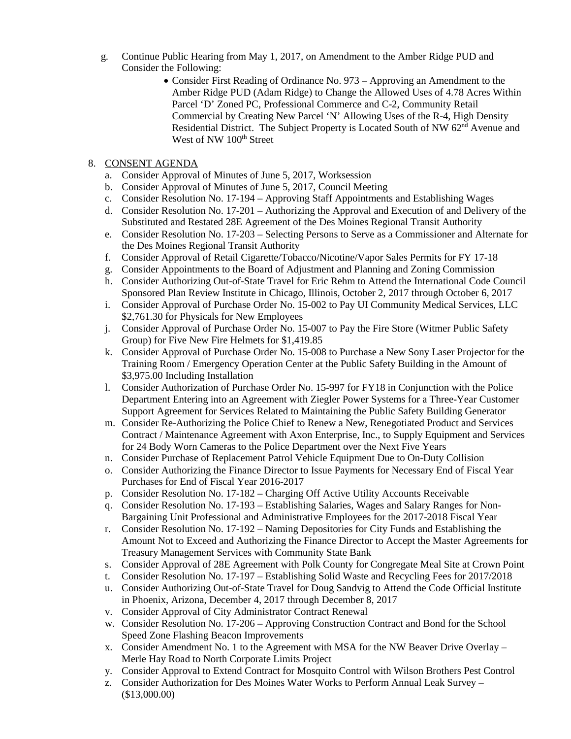g. Continue Public Hearing from May 1, 2017, on Amendment to the Amber Ridge PUD and Consider the Following:

- Consider First Reading of Ordinance No. 973 – Approving an Amendment to the Amber Ridge PUD (Adam Ridge) to Change the Allowed Uses of 4.78 Acres Within Parcel 'D' Zoned PC, Professional Commerce and C-2, Community Retail Commercial by Creating New Parcel 'N' Allowing Uses of the R-4, High Density Residential District. The Subject Property is Located South of NW 62nd Avenue and West of NW 100th Street

8. <u>CONSENT AGENDA</u>

a. Consider Approval of Minutes of June 5, 2017, Worksession
b. Consider Approval of Minutes of June 5, 2017, Council Meeting
c. Consider Resolution No. 17-194 – Approving Staff Appointments and Establishing Wages
d. Consider Resolution No. 17-201 – Authorizing the Approval and Execution of and Delivery of the Substituted and Restated 28E Agreement of the Des Moines Regional Transit Authority
e. Consider Resolution No. 17-203 – Selecting Persons to Serve as a Commissioner and Alternate for the Des Moines Regional Transit Authority
f. Consider Approval of Retail Cigarette/Tobacco/Nicotine/Vapor Sales Permits for FY 17-18
g. Consider Appointments to the Board of Adjustment and Planning and Zoning Commission
h. Consider Authorizing Out-of-State Travel for Eric Rehm to Attend the International Code Council Sponsored Plan Review Institute in Chicago, Illinois, October 2, 2017 through October 6, 2017
i. Consider Approval of Purchase Order No. 15-002 to Pay UI Community Medical Services, LLC $2,761.30 for Physicals for New Employees
j. Consider Approval of Purchase Order No. 15-007 to Pay the Fire Store (Witmer Public Safety Group) for Five New Fire Helmets for $1,419.85
k. Consider Approval of Purchase Order No. 15-008 to Purchase a New Sony Laser Projector for the Training Room / Emergency Operation Center at the Public Safety Building in the Amount of $3,975.00 Including Installation
l. Consider Authorization of Purchase Order No. 15-997 for FY18 in Conjunction with the Police Department Entering into an Agreement with Ziegler Power Systems for a Three-Year Customer Support Agreement for Services Related to Maintaining the Public Safety Building Generator
m. Consider Re-Authorizing the Police Chief to Renew a New, Renegotiated Product and Services Contract / Maintenance Agreement with Axon Enterprise, Inc., to Supply Equipment and Services for 24 Body Worn Cameras to the Police Department over the Next Five Years
n. Consider Purchase of Replacement Patrol Vehicle Equipment Due to On-Duty Collision
o. Consider Authorizing the Finance Director to Issue Payments for Necessary End of Fiscal Year Purchases for End of Fiscal Year 2016-2017
p. Consider Resolution No. 17-182 – Charging Off Active Utility Accounts Receivable
q. Consider Resolution No. 17-193 – Establishing Salaries, Wages and Salary Ranges for Non-Bargaining Unit Professional and Administrative Employees for the 2017-2018 Fiscal Year
r. Consider Resolution No. 17-192 – Naming Depositories for City Funds and Establishing the Amount Not to Exceed and Authorizing the Finance Director to Accept the Master Agreements for Treasury Management Services with Community State Bank
s. Consider Approval of 28E Agreement with Polk County for Congregate Meal Site at Crown Point
t. Consider Resolution No. 17-197 – Establishing Solid Waste and Recycling Fees for 2017/2018
u. Consider Authorizing Out-of-State Travel for Doug Sandvig to Attend the Code Official Institute in Phoenix, Arizona, December 4, 2017 through December 8, 2017
v. Consider Approval of City Administrator Contract Renewal
w. Consider Resolution No. 17-206 – Approving Construction Contract and Bond for the School Speed Zone Flashing Beacon Improvements
x. Consider Amendment No. 1 to the Agreement with MSA for the NW Beaver Drive Overlay – Merle Hay Road to North Corporate Limits Project
y. Consider Approval to Extend Contract for Mosquito Control with Wilson Brothers Pest Control
z. Consider Authorization for Des Moines Water Works to Perform Annual Leak Survey – ($13,000.00)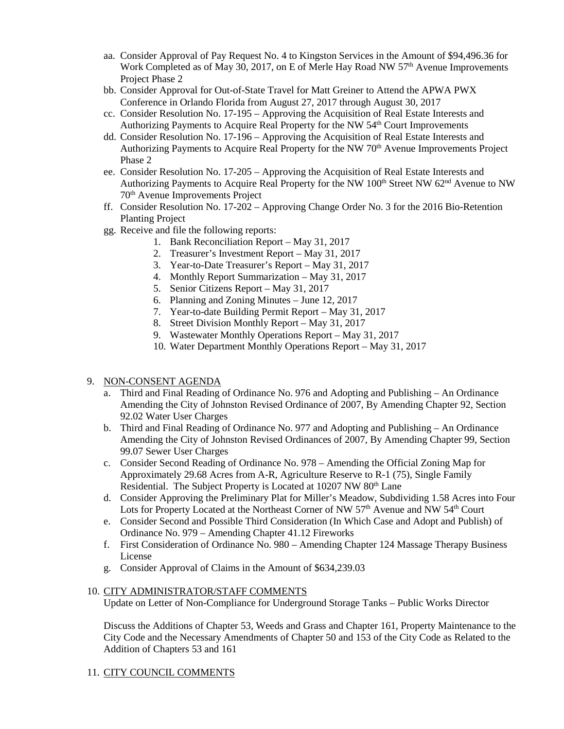aa. Consider Approval of Pay Request No. 4 to Kingston Services in the Amount of $94,496.36 for Work Completed as of May 30, 2017, on E of Merle Hay Road NW 57th Avenue Improvements Project Phase 2

bb. Consider Approval for Out-of-State Travel for Matt Greiner to Attend the APWA PWX Conference in Orlando Florida from August 27, 2017 through August 30, 2017

cc. Consider Resolution No. 17-195 – Approving the Acquisition of Real Estate Interests and Authorizing Payments to Acquire Real Property for the NW 54th Court Improvements

dd. Consider Resolution No. 17-196 – Approving the Acquisition of Real Estate Interests and Authorizing Payments to Acquire Real Property for the NW 70th Avenue Improvements Project Phase 2

ee. Consider Resolution No. 17-205 – Approving the Acquisition of Real Estate Interests and Authorizing Payments to Acquire Real Property for the NW 100th Street NW 62nd Avenue to NW 70th Avenue Improvements Project

ff. Consider Resolution No. 17-202 – Approving Change Order No. 3 for the 2016 Bio-Retention Planting Project

gg. Receive and file the following reports:
  1. Bank Reconciliation Report – May 31, 2017
  2. Treasurer's Investment Report – May 31, 2017
  3. Year-to-Date Treasurer's Report – May 31, 2017
  4. Monthly Report Summarization – May 31, 2017
  5. Senior Citizens Report – May 31, 2017
  6. Planning and Zoning Minutes – June 12, 2017
  7. Year-to-date Building Permit Report – May 31, 2017
  8. Street Division Monthly Report – May 31, 2017
  9. Wastewater Monthly Operations Report – May 31, 2017
  10. Water Department Monthly Operations Report – May 31, 2017

9. NON-CONSENT AGENDA
  a. Third and Final Reading of Ordinance No. 976 and Adopting and Publishing – An Ordinance Amending the City of Johnston Revised Ordinance of 2007, By Amending Chapter 92, Section 92.02 Water User Charges
  b. Third and Final Reading of Ordinance No. 977 and Adopting and Publishing – An Ordinance Amending the City of Johnston Revised Ordinances of 2007, By Amending Chapter 99, Section 99.07 Sewer User Charges
  c. Consider Second Reading of Ordinance No. 978 – Amending the Official Zoning Map for Approximately 29.68 Acres from A-R, Agriculture Reserve to R-1 (75), Single Family Residential. The Subject Property is Located at 10207 NW 80th Lane
  d. Consider Approving the Preliminary Plat for Miller's Meadow, Subdividing 1.58 Acres into Four Lots for Property Located at the Northeast Corner of NW 57th Avenue and NW 54th Court
  e. Consider Second and Possible Third Consideration (In Which Case and Adopt and Publish) of Ordinance No. 979 – Amending Chapter 41.12 Fireworks
  f. First Consideration of Ordinance No. 980 – Amending Chapter 124 Massage Therapy Business License
  g. Consider Approval of Claims in the Amount of $634,239.03

10. CITY ADMINISTRATOR/STAFF COMMENTS

Update on Letter of Non-Compliance for Underground Storage Tanks – Public Works Director

Discuss the Additions of Chapter 53, Weeds and Grass and Chapter 161, Property Maintenance to the City Code and the Necessary Amendments of Chapter 50 and 153 of the City Code as Related to the Addition of Chapters 53 and 161

11. CITY COUNCIL COMMENTS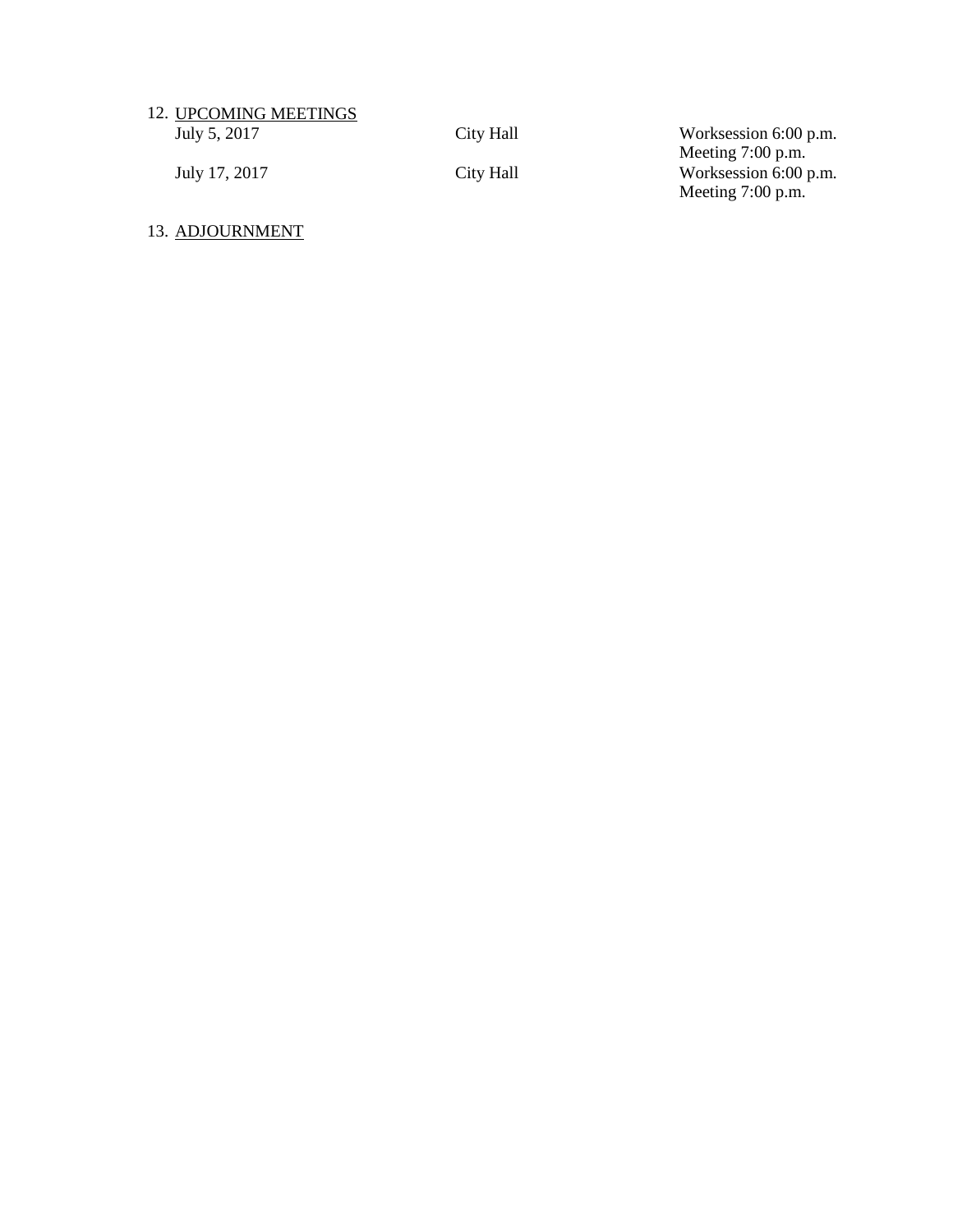12. <u>UPCOMING MEETINGS</u>

| | | |
|---|---|---|
| July 5, 2017 | City Hall | Worksession 6:00 p.m.<br>Meeting 7:00 p.m. |
| July 17, 2017 | City Hall | Worksession 6:00 p.m.<br>Meeting 7:00 p.m. |

13. <u>ADJOURNMENT</u>